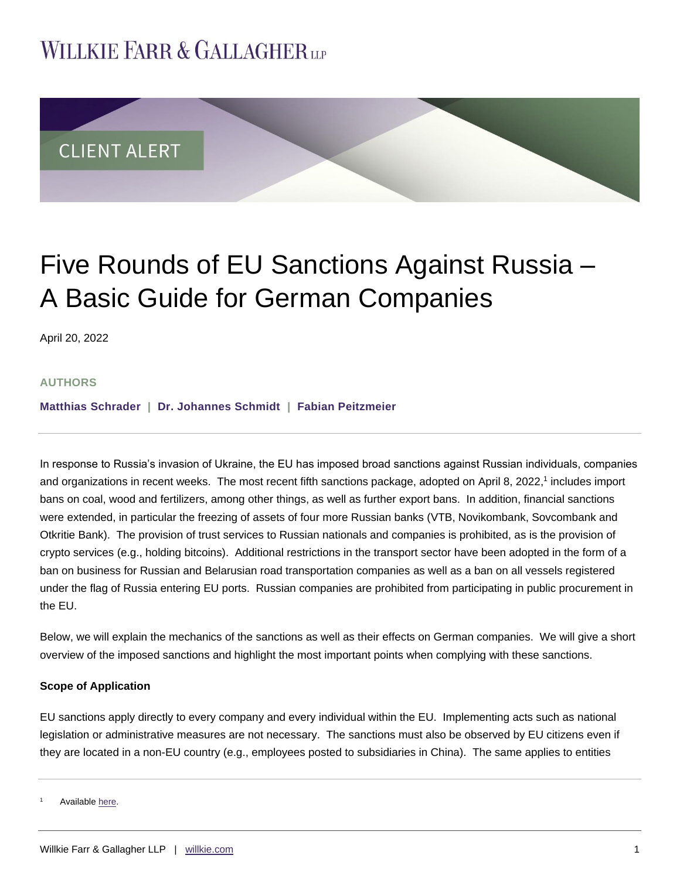# Five Rounds of EU Sanctions Against Russia – A Basic Guide for German Companies

April 20, 2022

**AUTHORS**

**Matthias Schrader | Dr. Johannes Schmidt | Fabian Peitzmeier**

In response to Russia's invasion of Ukraine, the EU has imposed broad sanctions against Russian individuals, companies and organizations in recent weeks. The most recent fifth sanctions package, adopted on April 8, 2022,[1] includes import bans on coal, wood and fertilizers, among other things, as well as further export bans. In addition, financial sanctions were extended, in particular the freezing of assets of four more Russian banks (VTB, Novikombank, Sovcombank and Otkritie Bank). The provision of trust services to Russian nationals and companies is prohibited, as is the provision of crypto services (e.g., holding bitcoins). Additional restrictions in the transport sector have been adopted in the form of a ban on business for Russian and Belarusian road transportation companies as well as a ban on all vessels registered under the flag of Russia entering EU ports. Russian companies are prohibited from participating in public procurement in the EU.

Below, we will explain the mechanics of the sanctions as well as their effects on German companies. We will give a short overview of the imposed sanctions and highlight the most important points when complying with these sanctions.

**Scope of Application**

EU sanctions apply directly to every company and every individual within the EU. Implementing acts such as national legislation or administrative measures are not necessary. The sanctions must also be observed by EU citizens even if they are located in a non-EU country (e.g., employees posted to subsidiaries in China). The same applies to entities

[1] Available here.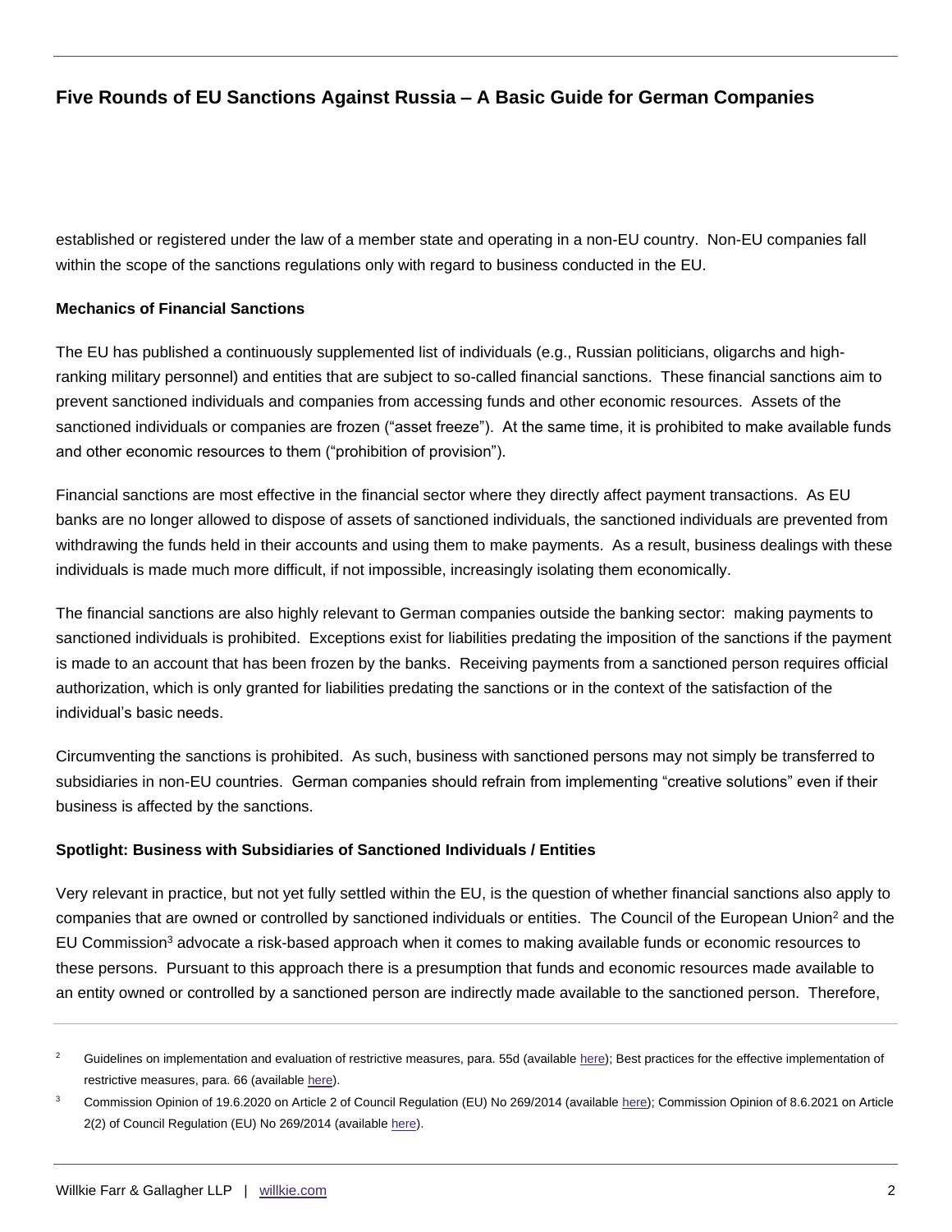established or registered under the law of a member state and operating in a non-EU country. Non-EU companies fall within the scope of the sanctions regulations only with regard to business conducted in the EU.

**Mechanics of Financial Sanctions**

The EU has published a continuously supplemented list of individuals (e.g., Russian politicians, oligarchs and high-ranking military personnel) and entities that are subject to so-called financial sanctions. These financial sanctions aim to prevent sanctioned individuals and companies from accessing funds and other economic resources. Assets of the sanctioned individuals or companies are frozen ("asset freeze"). At the same time, it is prohibited to make available funds and other economic resources to them ("prohibition of provision").

Financial sanctions are most effective in the financial sector where they directly affect payment transactions. As EU banks are no longer allowed to dispose of assets of sanctioned individuals, the sanctioned individuals are prevented from withdrawing the funds held in their accounts and using them to make payments. As a result, business dealings with these individuals is made much more difficult, if not impossible, increasingly isolating them economically.

The financial sanctions are also highly relevant to German companies outside the banking sector: making payments to sanctioned individuals is prohibited. Exceptions exist for liabilities predating the imposition of the sanctions if the payment is made to an account that has been frozen by the banks. Receiving payments from a sanctioned person requires official authorization, which is only granted for liabilities predating the sanctions or in the context of the satisfaction of the individual's basic needs.

Circumventing the sanctions is prohibited. As such, business with sanctioned persons may not simply be transferred to subsidiaries in non-EU countries. German companies should refrain from implementing "creative solutions" even if their business is affected by the sanctions.

**Spotlight: Business with Subsidiaries of Sanctioned Individuals / Entities**

Very relevant in practice, but not yet fully settled within the EU, is the question of whether financial sanctions also apply to companies that are owned or controlled by sanctioned individuals or entities. The Council of the European Union[2] and the EU Commission[3] advocate a risk-based approach when it comes to making available funds or economic resources to these persons. Pursuant to this approach there is a presumption that funds and economic resources made available to an entity owned or controlled by a sanctioned person are indirectly made available to the sanctioned person. Therefore,

---

[2] Guidelines on implementation and evaluation of restrictive measures, para. 55d (available here); Best practices for the effective implementation of restrictive measures, para. 66 (available here).

[3] Commission Opinion of 19.6.2020 on Article 2 of Council Regulation (EU) No 269/2014 (available here); Commission Opinion of 8.6.2021 on Article 2(2) of Council Regulation (EU) No 269/2014 (available here).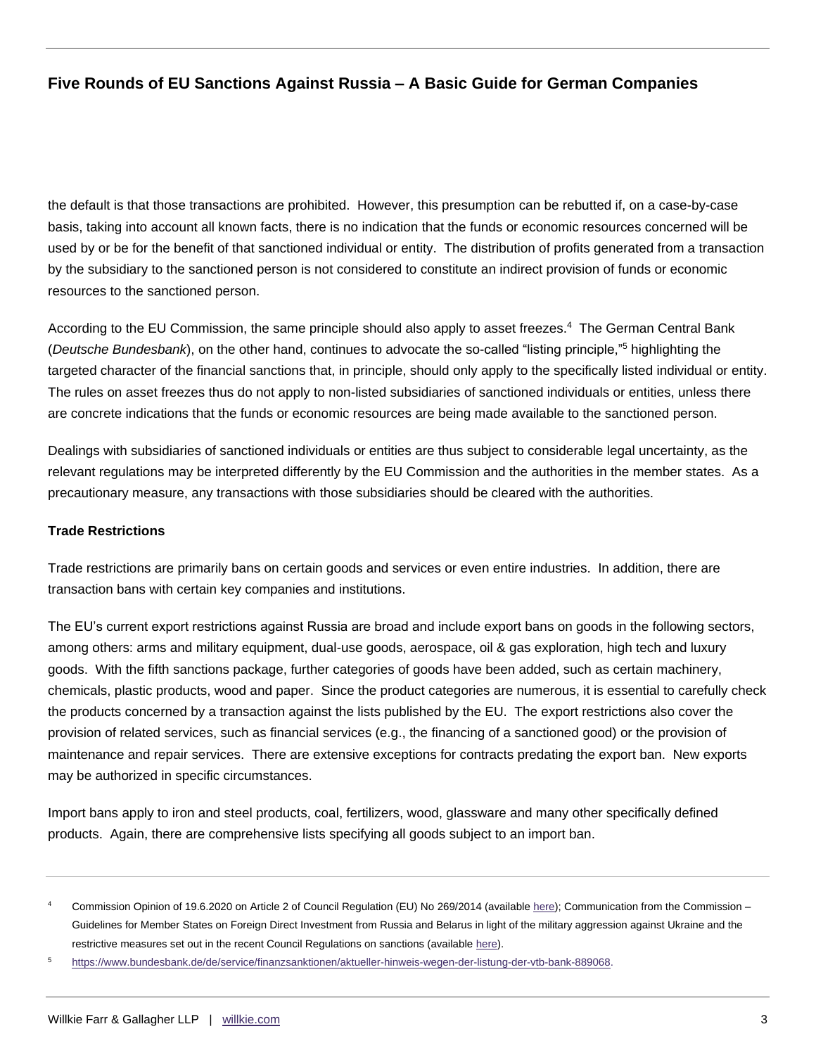the default is that those transactions are prohibited. However, this presumption can be rebutted if, on a case-by-case basis, taking into account all known facts, there is no indication that the funds or economic resources concerned will be used by or be for the benefit of that sanctioned individual or entity. The distribution of profits generated from a transaction by the subsidiary to the sanctioned person is not considered to constitute an indirect provision of funds or economic resources to the sanctioned person.

According to the EU Commission, the same principle should also apply to asset freezes.[4] The German Central Bank (*Deutsche Bundesbank*), on the other hand, continues to advocate the so-called "listing principle,"[5] highlighting the targeted character of the financial sanctions that, in principle, should only apply to the specifically listed individual or entity. The rules on asset freezes thus do not apply to non-listed subsidiaries of sanctioned individuals or entities, unless there are concrete indications that the funds or economic resources are being made available to the sanctioned person.

Dealings with subsidiaries of sanctioned individuals or entities are thus subject to considerable legal uncertainty, as the relevant regulations may be interpreted differently by the EU Commission and the authorities in the member states. As a precautionary measure, any transactions with those subsidiaries should be cleared with the authorities.

**Trade Restrictions**

Trade restrictions are primarily bans on certain goods and services or even entire industries. In addition, there are transaction bans with certain key companies and institutions.

The EU's current export restrictions against Russia are broad and include export bans on goods in the following sectors, among others: arms and military equipment, dual-use goods, aerospace, oil & gas exploration, high tech and luxury goods. With the fifth sanctions package, further categories of goods have been added, such as certain machinery, chemicals, plastic products, wood and paper. Since the product categories are numerous, it is essential to carefully check the products concerned by a transaction against the lists published by the EU. The export restrictions also cover the provision of related services, such as financial services (e.g., the financing of a sanctioned good) or the provision of maintenance and repair services. There are extensive exceptions for contracts predating the export ban. New exports may be authorized in specific circumstances.

Import bans apply to iron and steel products, coal, fertilizers, wood, glassware and many other specifically defined products. Again, there are comprehensive lists specifying all goods subject to an import ban.

---

[4] Commission Opinion of 19.6.2020 on Article 2 of Council Regulation (EU) No 269/2014 (available here); Communication from the Commission – Guidelines for Member States on Foreign Direct Investment from Russia and Belarus in light of the military aggression against Ukraine and the restrictive measures set out in the recent Council Regulations on sanctions (available here).

[5] https://www.bundesbank.de/de/service/finanzsanktionen/aktueller-hinweis-wegen-der-listung-der-vtb-bank-889068.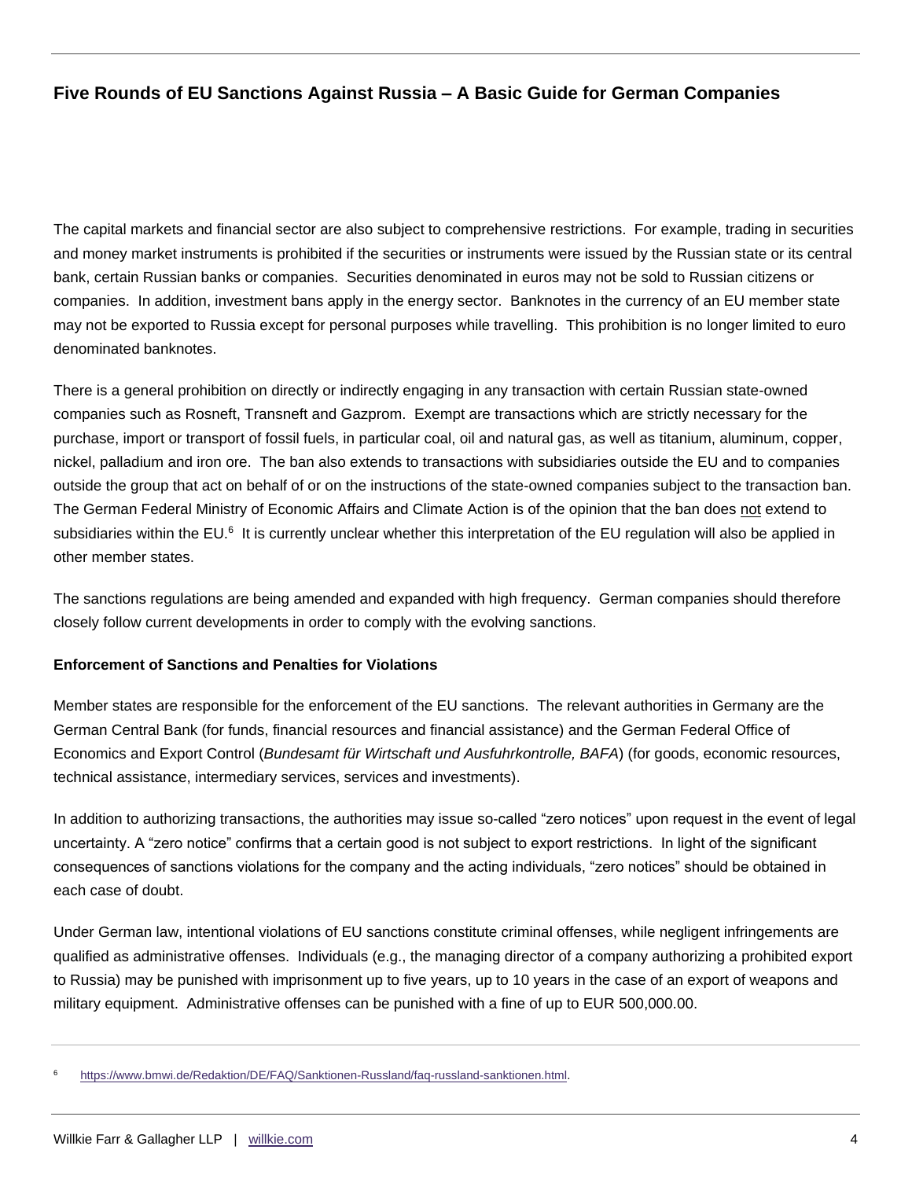The capital markets and financial sector are also subject to comprehensive restrictions. For example, trading in securities and money market instruments is prohibited if the securities or instruments were issued by the Russian state or its central bank, certain Russian banks or companies. Securities denominated in euros may not be sold to Russian citizens or companies. In addition, investment bans apply in the energy sector. Banknotes in the currency of an EU member state may not be exported to Russia except for personal purposes while travelling. This prohibition is no longer limited to euro denominated banknotes.

There is a general prohibition on directly or indirectly engaging in any transaction with certain Russian state-owned companies such as Rosneft, Transneft and Gazprom. Exempt are transactions which are strictly necessary for the purchase, import or transport of fossil fuels, in particular coal, oil and natural gas, as well as titanium, aluminum, copper, nickel, palladium and iron ore. The ban also extends to transactions with subsidiaries outside the EU and to companies outside the group that act on behalf of or on the instructions of the state-owned companies subject to the transaction ban. The German Federal Ministry of Economic Affairs and Climate Action is of the opinion that the ban does not extend to subsidiaries within the EU.[6] It is currently unclear whether this interpretation of the EU regulation will also be applied in other member states.

The sanctions regulations are being amended and expanded with high frequency. German companies should therefore closely follow current developments in order to comply with the evolving sanctions.

**Enforcement of Sanctions and Penalties for Violations**

Member states are responsible for the enforcement of the EU sanctions. The relevant authorities in Germany are the German Central Bank (for funds, financial resources and financial assistance) and the German Federal Office of Economics and Export Control (*Bundesamt für Wirtschaft und Ausfuhrkontrolle, BAFA*) (for goods, economic resources, technical assistance, intermediary services, services and investments).

In addition to authorizing transactions, the authorities may issue so-called "zero notices" upon request in the event of legal uncertainty. A "zero notice" confirms that a certain good is not subject to export restrictions. In light of the significant consequences of sanctions violations for the company and the acting individuals, "zero notices" should be obtained in each case of doubt.

Under German law, intentional violations of EU sanctions constitute criminal offenses, while negligent infringements are qualified as administrative offenses. Individuals (e.g., the managing director of a company authorizing a prohibited export to Russia) may be punished with imprisonment up to five years, up to 10 years in the case of an export of weapons and military equipment. Administrative offenses can be punished with a fine of up to EUR 500,000.00.

---

[6] https://www.bmwi.de/Redaktion/DE/FAQ/Sanktionen-Russland/faq-russland-sanktionen.html.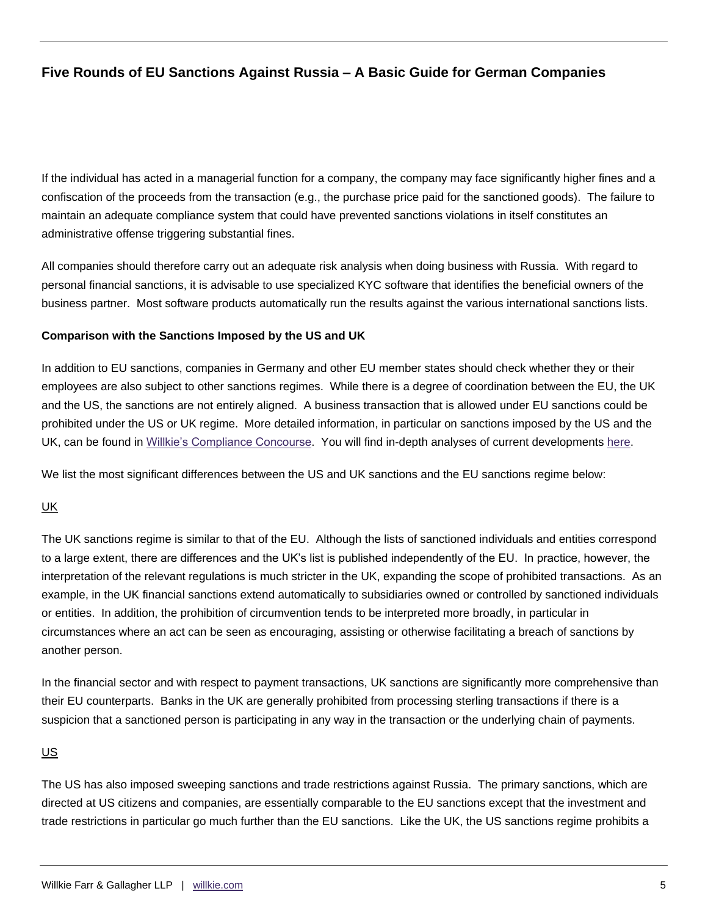If the individual has acted in a managerial function for a company, the company may face significantly higher fines and a confiscation of the proceeds from the transaction (e.g., the purchase price paid for the sanctioned goods). The failure to maintain an adequate compliance system that could have prevented sanctions violations in itself constitutes an administrative offense triggering substantial fines.

All companies should therefore carry out an adequate risk analysis when doing business with Russia. With regard to personal financial sanctions, it is advisable to use specialized KYC software that identifies the beneficial owners of the business partner. Most software products automatically run the results against the various international sanctions lists.

**Comparison with the Sanctions Imposed by the US and UK**

In addition to EU sanctions, companies in Germany and other EU member states should check whether they or their employees are also subject to other sanctions regimes. While there is a degree of coordination between the EU, the UK and the US, the sanctions are not entirely aligned. A business transaction that is allowed under EU sanctions could be prohibited under the US or UK regime. More detailed information, in particular on sanctions imposed by the US and the UK, can be found in Willkie's Compliance Concourse. You will find in-depth analyses of current developments here.

We list the most significant differences between the US and UK sanctions and the EU sanctions regime below:

<u>UK</u>

The UK sanctions regime is similar to that of the EU. Although the lists of sanctioned individuals and entities correspond to a large extent, there are differences and the UK's list is published independently of the EU. In practice, however, the interpretation of the relevant regulations is much stricter in the UK, expanding the scope of prohibited transactions. As an example, in the UK financial sanctions extend automatically to subsidiaries owned or controlled by sanctioned individuals or entities. In addition, the prohibition of circumvention tends to be interpreted more broadly, in particular in circumstances where an act can be seen as encouraging, assisting or otherwise facilitating a breach of sanctions by another person.

In the financial sector and with respect to payment transactions, UK sanctions are significantly more comprehensive than their EU counterparts. Banks in the UK are generally prohibited from processing sterling transactions if there is a suspicion that a sanctioned person is participating in any way in the transaction or the underlying chain of payments.

<u>US</u>

The US has also imposed sweeping sanctions and trade restrictions against Russia. The primary sanctions, which are directed at US citizens and companies, are essentially comparable to the EU sanctions except that the investment and trade restrictions in particular go much further than the EU sanctions. Like the UK, the US sanctions regime prohibits a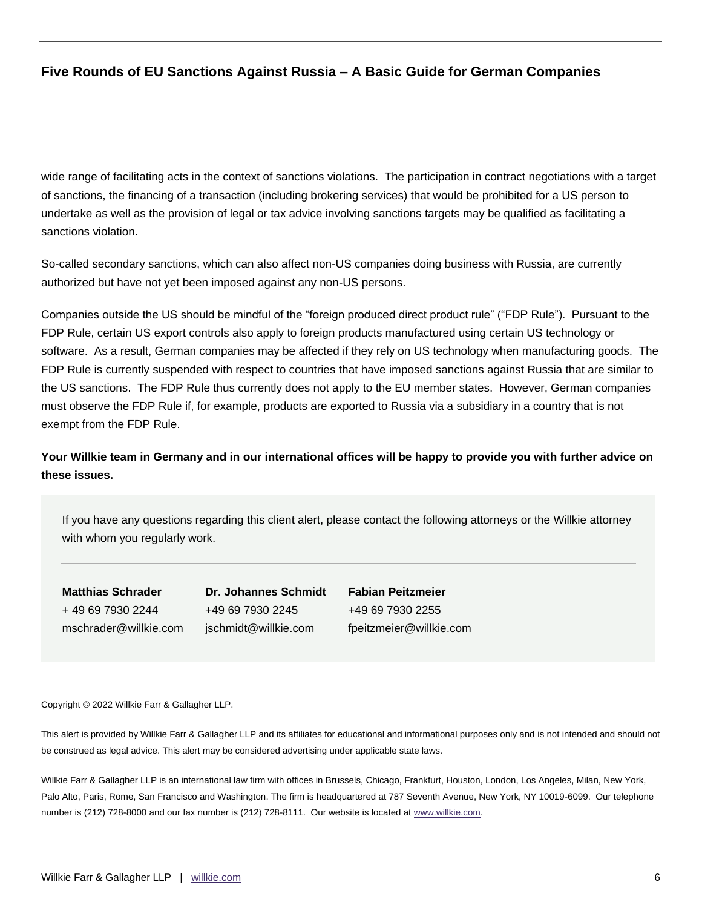wide range of facilitating acts in the context of sanctions violations. The participation in contract negotiations with a target of sanctions, the financing of a transaction (including brokering services) that would be prohibited for a US person to undertake as well as the provision of legal or tax advice involving sanctions targets may be qualified as facilitating a sanctions violation.

So-called secondary sanctions, which can also affect non-US companies doing business with Russia, are currently authorized but have not yet been imposed against any non-US persons.

Companies outside the US should be mindful of the "foreign produced direct product rule" ("FDP Rule"). Pursuant to the FDP Rule, certain US export controls also apply to foreign products manufactured using certain US technology or software. As a result, German companies may be affected if they rely on US technology when manufacturing goods. The FDP Rule is currently suspended with respect to countries that have imposed sanctions against Russia that are similar to the US sanctions. The FDP Rule thus currently does not apply to the EU member states. However, German companies must observe the FDP Rule if, for example, products are exported to Russia via a subsidiary in a country that is not exempt from the FDP Rule.

**Your Willkie team in Germany and in our international offices will be happy to provide you with further advice on these issues.**

If you have any questions regarding this client alert, please contact the following attorneys or the Willkie attorney with whom you regularly work.

| | | |
|---|---|---|
| **Matthias Schrader** | **Dr. Johannes Schmidt** | **Fabian Peitzmeier** |
| + 49 69 7930 2244 | +49 69 7930 2245 | +49 69 7930 2255 |
| mschrader@willkie.com | jschmidt@willkie.com | fpeitzmeier@willkie.com |

Copyright © 2022 Willkie Farr & Gallagher LLP.

This alert is provided by Willkie Farr & Gallagher LLP and its affiliates for educational and informational purposes only and is not intended and should not be construed as legal advice. This alert may be considered advertising under applicable state laws.

Willkie Farr & Gallagher LLP is an international law firm with offices in Brussels, Chicago, Frankfurt, Houston, London, Los Angeles, Milan, New York, Palo Alto, Paris, Rome, San Francisco and Washington. The firm is headquartered at 787 Seventh Avenue, New York, NY 10019-6099. Our telephone number is (212) 728-8000 and our fax number is (212) 728-8111. Our website is located at www.willkie.com.